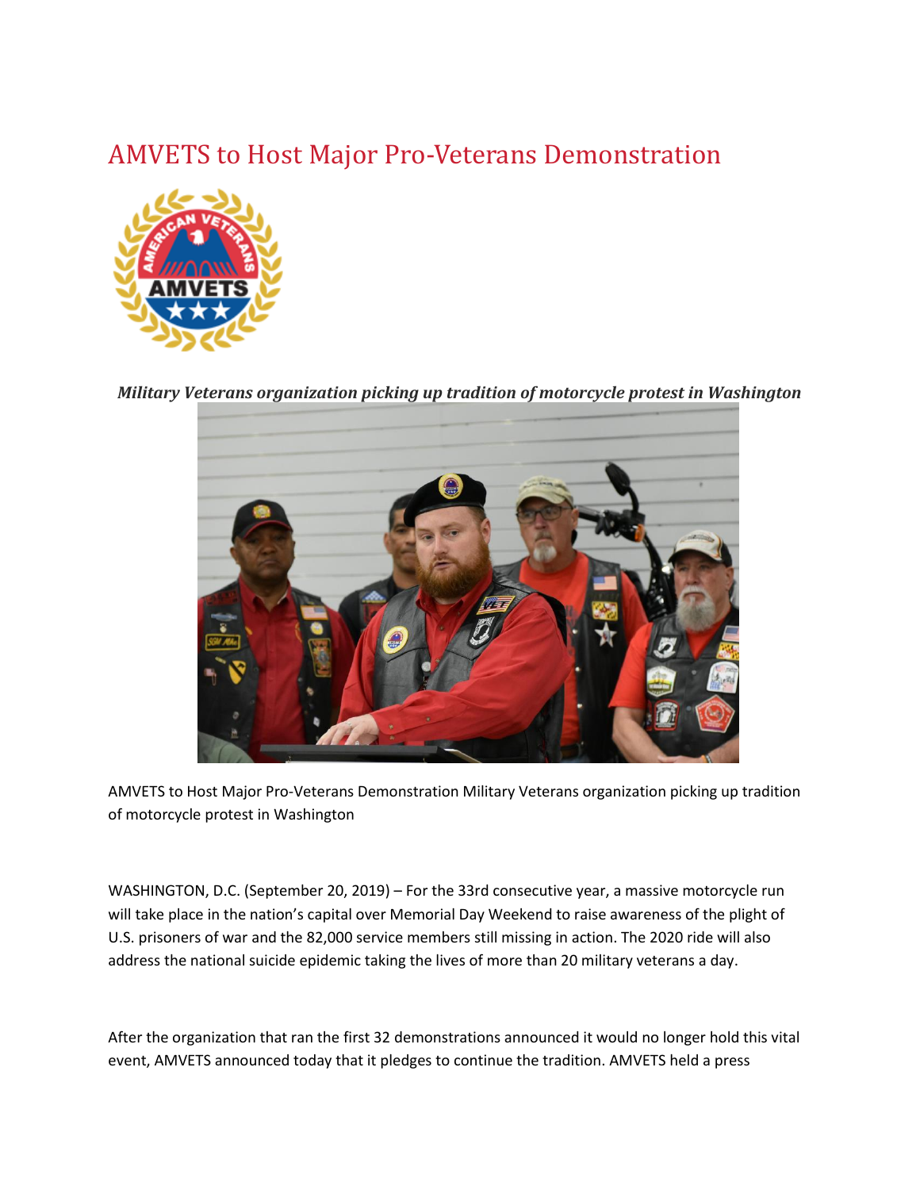# AMVETS to Host Major Pro-Veterans Demonstration

***Military Veterans organization picking up tradition of motorcycle protest in Washington***

AMVETS to Host Major Pro-Veterans Demonstration Military Veterans organization picking up tradition of motorcycle protest in Washington

WASHINGTON, D.C. (September 20, 2019) – For the 33rd consecutive year, a massive motorcycle run will take place in the nation's capital over Memorial Day Weekend to raise awareness of the plight of U.S. prisoners of war and the 82,000 service members still missing in action. The 2020 ride will also address the national suicide epidemic taking the lives of more than 20 military veterans a day.

After the organization that ran the first 32 demonstrations announced it would no longer hold this vital event, AMVETS announced today that it pledges to continue the tradition. AMVETS held a press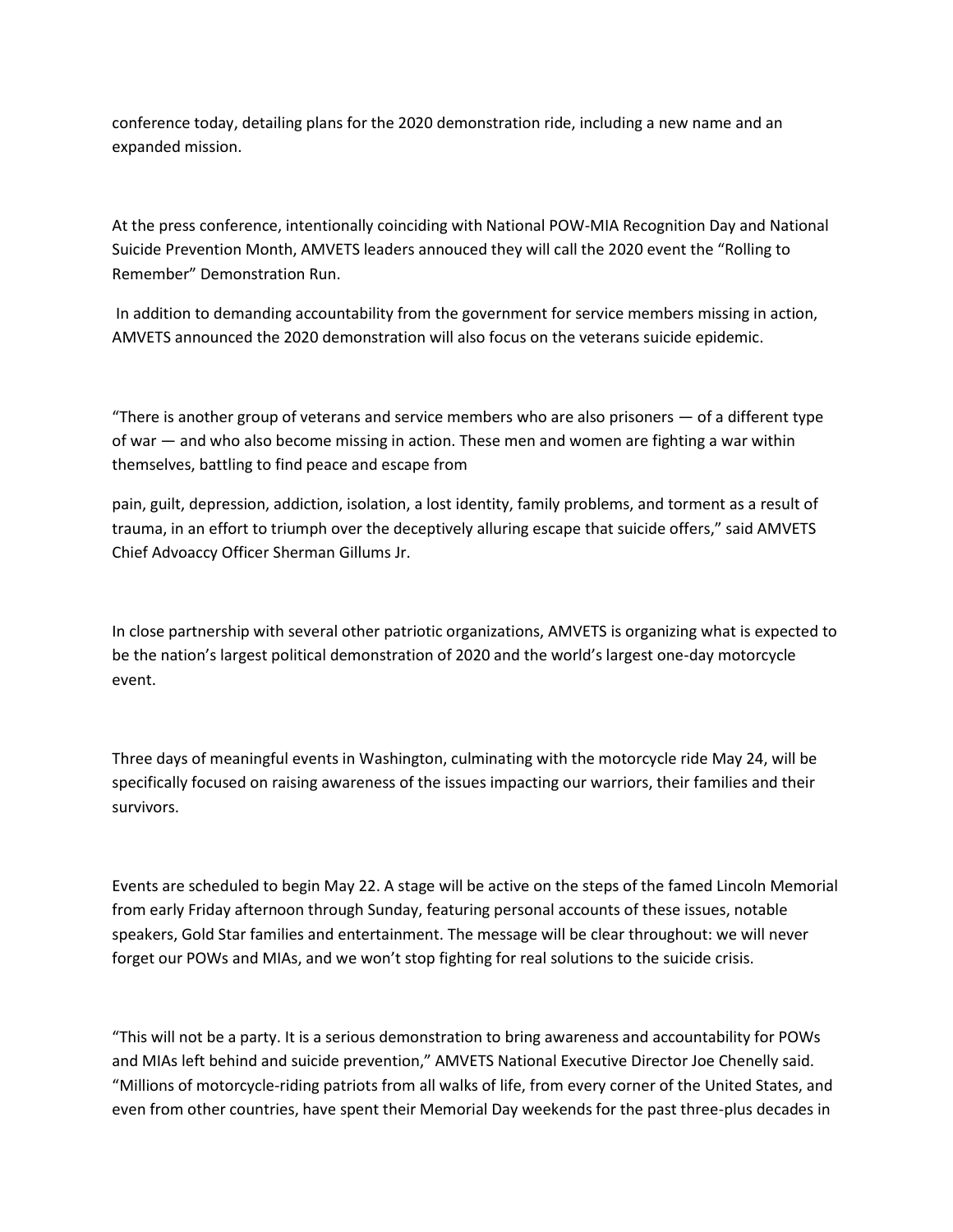conference today, detailing plans for the 2020 demonstration ride, including a new name and an expanded mission.

At the press conference, intentionally coinciding with National POW-MIA Recognition Day and National Suicide Prevention Month, AMVETS leaders annouced they will call the 2020 event the "Rolling to Remember" Demonstration Run.

In addition to demanding accountability from the government for service members missing in action, AMVETS announced the 2020 demonstration will also focus on the veterans suicide epidemic.

"There is another group of veterans and service members who are also prisoners — of a different type of war — and who also become missing in action. These men and women are fighting a war within themselves, battling to find peace and escape from

pain, guilt, depression, addiction, isolation, a lost identity, family problems, and torment as a result of trauma, in an effort to triumph over the deceptively alluring escape that suicide offers," said AMVETS Chief Advoaccy Officer Sherman Gillums Jr.

In close partnership with several other patriotic organizations, AMVETS is organizing what is expected to be the nation's largest political demonstration of 2020 and the world's largest one-day motorcycle event.

Three days of meaningful events in Washington, culminating with the motorcycle ride May 24, will be specifically focused on raising awareness of the issues impacting our warriors, their families and their survivors.

Events are scheduled to begin May 22. A stage will be active on the steps of the famed Lincoln Memorial from early Friday afternoon through Sunday, featuring personal accounts of these issues, notable speakers, Gold Star families and entertainment. The message will be clear throughout: we will never forget our POWs and MIAs, and we won't stop fighting for real solutions to the suicide crisis.

"This will not be a party. It is a serious demonstration to bring awareness and accountability for POWs and MIAs left behind and suicide prevention," AMVETS National Executive Director Joe Chenelly said. "Millions of motorcycle-riding patriots from all walks of life, from every corner of the United States, and even from other countries, have spent their Memorial Day weekends for the past three-plus decades in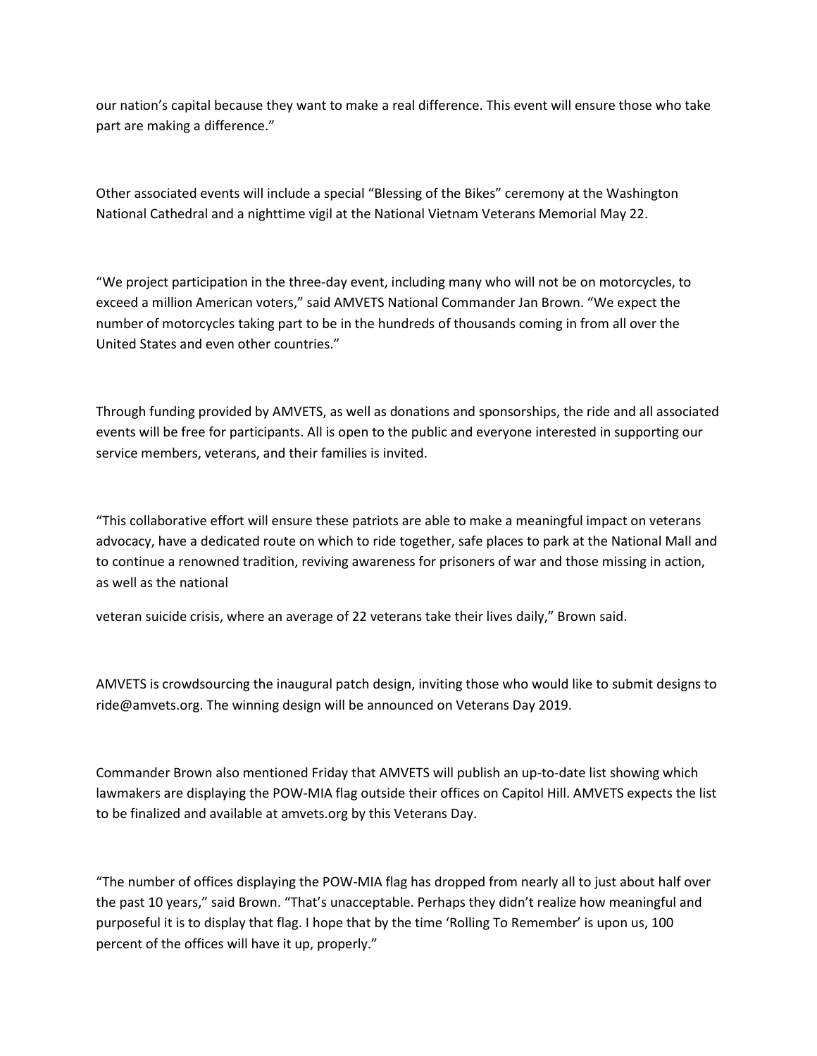our nation's capital because they want to make a real difference. This event will ensure those who take part are making a difference."

Other associated events will include a special "Blessing of the Bikes" ceremony at the Washington National Cathedral and a nighttime vigil at the National Vietnam Veterans Memorial May 22.

"We project participation in the three-day event, including many who will not be on motorcycles, to exceed a million American voters," said AMVETS National Commander Jan Brown. "We expect the number of motorcycles taking part to be in the hundreds of thousands coming in from all over the United States and even other countries."

Through funding provided by AMVETS, as well as donations and sponsorships, the ride and all associated events will be free for participants. All is open to the public and everyone interested in supporting our service members, veterans, and their families is invited.

"This collaborative effort will ensure these patriots are able to make a meaningful impact on veterans advocacy, have a dedicated route on which to ride together, safe places to park at the National Mall and to continue a renowned tradition, reviving awareness for prisoners of war and those missing in action, as well as the national veteran suicide crisis, where an average of 22 veterans take their lives daily," Brown said.

AMVETS is crowdsourcing the inaugural patch design, inviting those who would like to submit designs to ride@amvets.org. The winning design will be announced on Veterans Day 2019.

Commander Brown also mentioned Friday that AMVETS will publish an up-to-date list showing which lawmakers are displaying the POW-MIA flag outside their offices on Capitol Hill. AMVETS expects the list to be finalized and available at amvets.org by this Veterans Day.

"The number of offices displaying the POW-MIA flag has dropped from nearly all to just about half over the past 10 years," said Brown. "That's unacceptable. Perhaps they didn't realize how meaningful and purposeful it is to display that flag. I hope that by the time 'Rolling To Remember' is upon us, 100 percent of the offices will have it up, properly."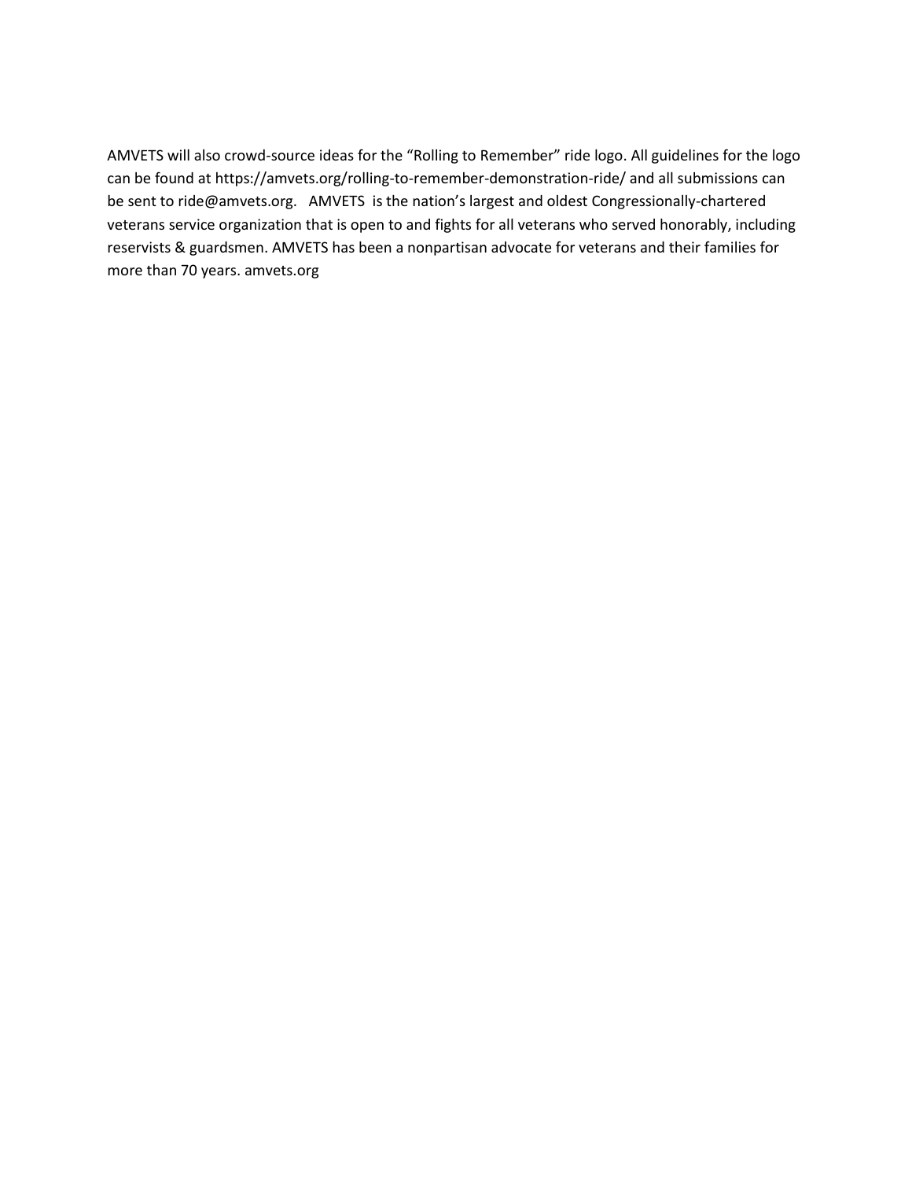AMVETS will also crowd-source ideas for the "Rolling to Remember" ride logo. All guidelines for the logo can be found at https://amvets.org/rolling-to-remember-demonstration-ride/ and all submissions can be sent to ride@amvets.org. AMVETS is the nation's largest and oldest Congressionally-chartered veterans service organization that is open to and fights for all veterans who served honorably, including reservists & guardsmen. AMVETS has been a nonpartisan advocate for veterans and their families for more than 70 years. amvets.org